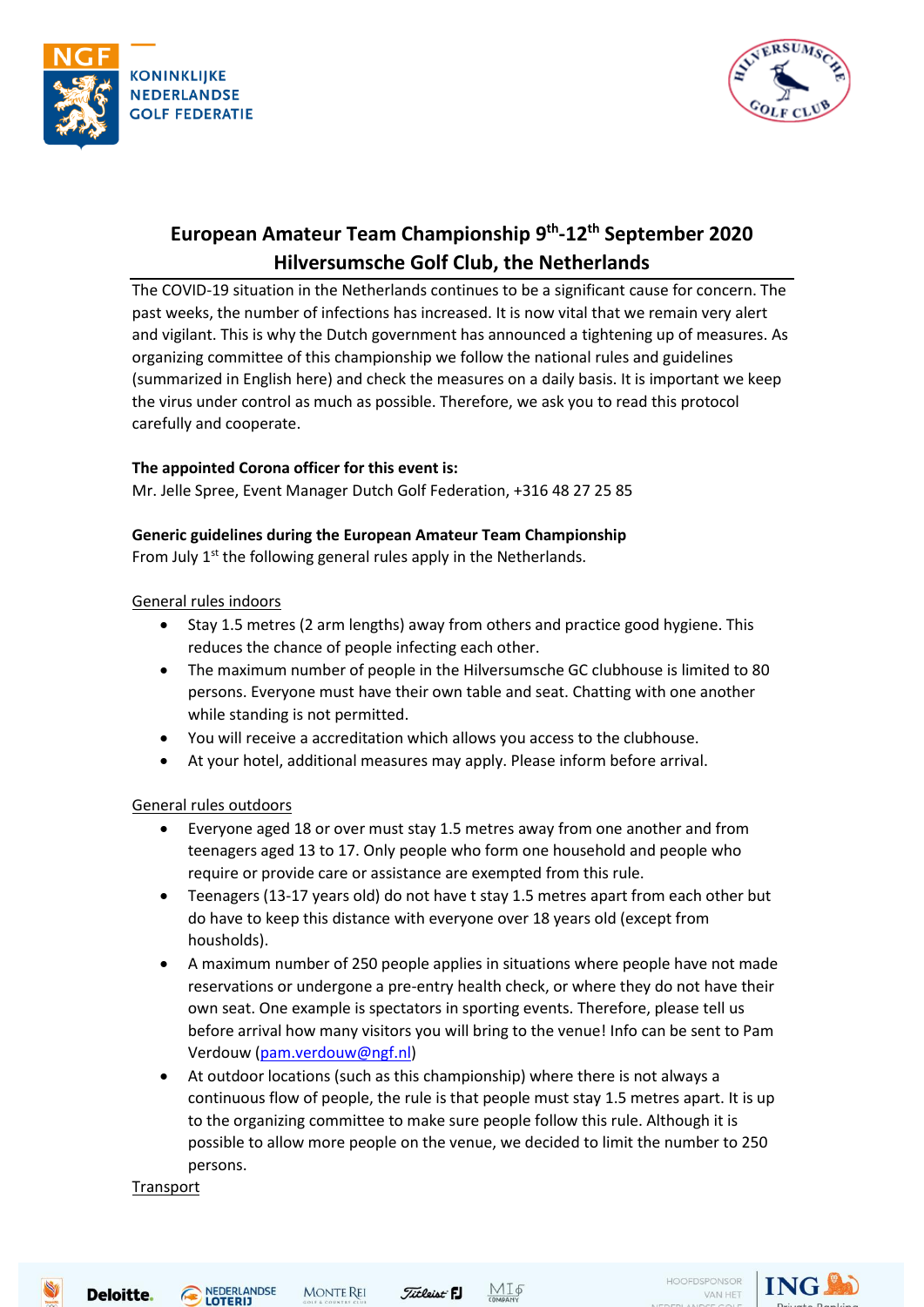# European Amateur Team Championship 9th-12th September 2020
# Hilversumsche Golf Club, the Netherlands

The COVID-19 situation in the Netherlands continues to be a significant cause for concern. The past weeks, the number of infections has increased. It is now vital that we remain very alert and vigilant. This is why the Dutch government has announced a tightening up of measures. As organizing committee of this championship we follow the national rules and guidelines (summarized in English here) and check the measures on a daily basis. It is important we keep the virus under control as much as possible. Therefore, we ask you to read this protocol carefully and cooperate.

**The appointed Corona officer for this event is:**
Mr. Jelle Spree, Event Manager Dutch Golf Federation, +316 48 27 25 85

**Generic guidelines during the European Amateur Team Championship**
From July 1st the following general rules apply in the Netherlands.

General rules indoors

- Stay 1.5 metres (2 arm lengths) away from others and practice good hygiene. This reduces the chance of people infecting each other.
- The maximum number of people in the Hilversumsche GC clubhouse is limited to 80 persons. Everyone must have their own table and seat. Chatting with one another while standing is not permitted.
- You will receive a accreditation which allows you access to the clubhouse.
- At your hotel, additional measures may apply. Please inform before arrival.

General rules outdoors

- Everyone aged 18 or over must stay 1.5 metres away from one another and from teenagers aged 13 to 17. Only people who form one household and people who require or provide care or assistance are exempted from this rule.
- Teenagers (13-17 years old) do not have t stay 1.5 metres apart from each other but do have to keep this distance with everyone over 18 years old (except from housholds).
- A maximum number of 250 people applies in situations where people have not made reservations or undergone a pre-entry health check, or where they do not have their own seat. One example is spectators in sporting events. Therefore, please tell us before arrival how many visitors you will bring to the venue! Info can be sent to Pam Verdouw (pam.verdouw@ngf.nl)
- At outdoor locations (such as this championship) where there is not always a continuous flow of people, the rule is that people must stay 1.5 metres apart. It is up to the organizing committee to make sure people follow this rule. Although it is possible to allow more people on the venue, we decided to limit the number to 250 persons.

Transport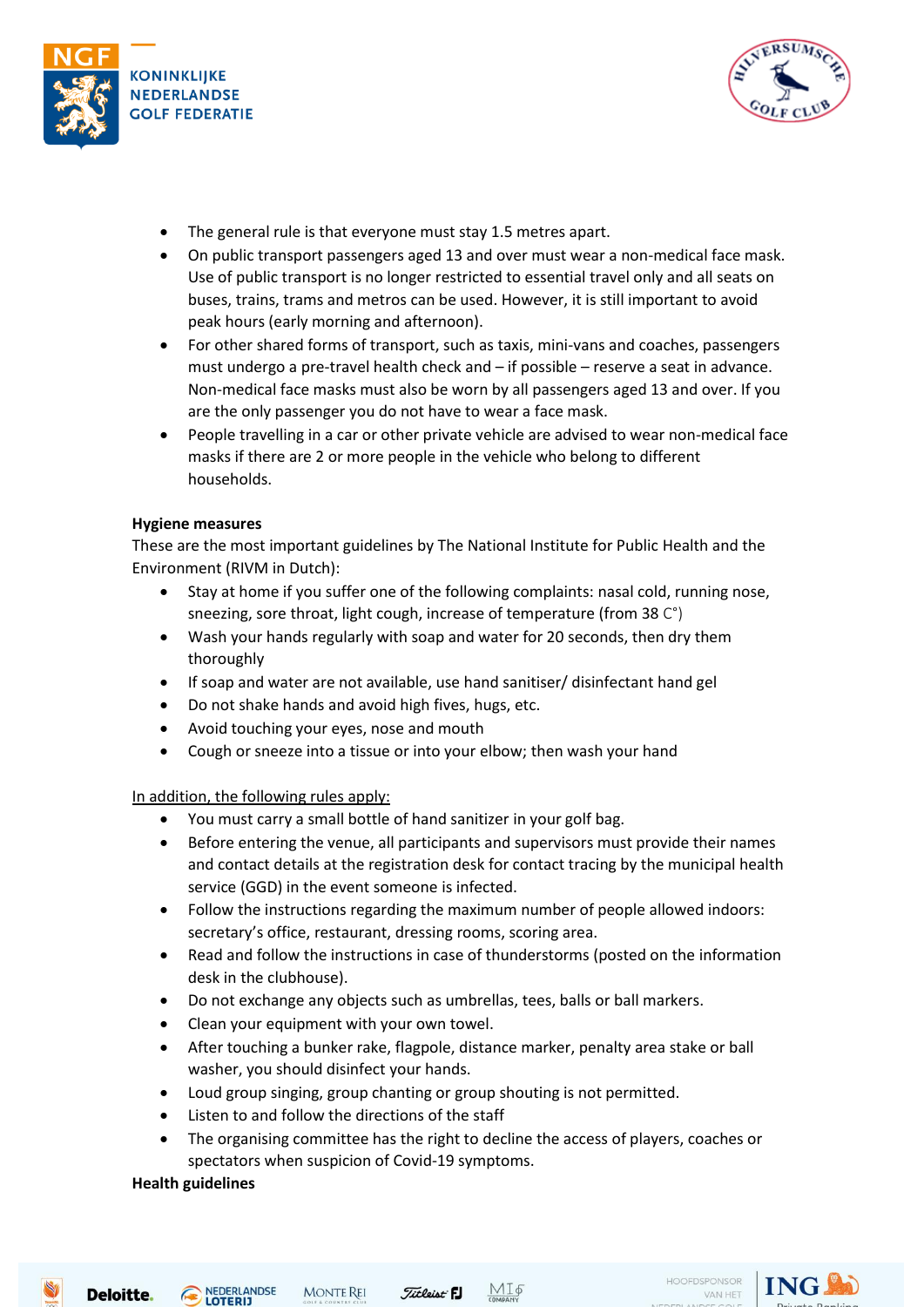- The general rule is that everyone must stay 1.5 metres apart.
- On public transport passengers aged 13 and over must wear a non-medical face mask. Use of public transport is no longer restricted to essential travel only and all seats on buses, trains, trams and metros can be used. However, it is still important to avoid peak hours (early morning and afternoon).
- For other shared forms of transport, such as taxis, mini-vans and coaches, passengers must undergo a pre-travel health check and – if possible – reserve a seat in advance. Non-medical face masks must also be worn by all passengers aged 13 and over. If you are the only passenger you do not have to wear a face mask.
- People travelling in a car or other private vehicle are advised to wear non-medical face masks if there are 2 or more people in the vehicle who belong to different households.

**Hygiene measures**

These are the most important guidelines by The National Institute for Public Health and the Environment (RIVM in Dutch):

- Stay at home if you suffer one of the following complaints: nasal cold, running nose, sneezing, sore throat, light cough, increase of temperature (from 38 C°)
- Wash your hands regularly with soap and water for 20 seconds, then dry them thoroughly
- If soap and water are not available, use hand sanitiser/ disinfectant hand gel
- Do not shake hands and avoid high fives, hugs, etc.
- Avoid touching your eyes, nose and mouth
- Cough or sneeze into a tissue or into your elbow; then wash your hand

<u>In addition, the following rules apply:</u>

- You must carry a small bottle of hand sanitizer in your golf bag.
- Before entering the venue, all participants and supervisors must provide their names and contact details at the registration desk for contact tracing by the municipal health service (GGD) in the event someone is infected.
- Follow the instructions regarding the maximum number of people allowed indoors: secretary's office, restaurant, dressing rooms, scoring area.
- Read and follow the instructions in case of thunderstorms (posted on the information desk in the clubhouse).
- Do not exchange any objects such as umbrellas, tees, balls or ball markers.
- Clean your equipment with your own towel.
- After touching a bunker rake, flagpole, distance marker, penalty area stake or ball washer, you should disinfect your hands.
- Loud group singing, group chanting or group shouting is not permitted.
- Listen to and follow the directions of the staff
- The organising committee has the right to decline the access of players, coaches or spectators when suspicion of Covid-19 symptoms.

**Health guidelines**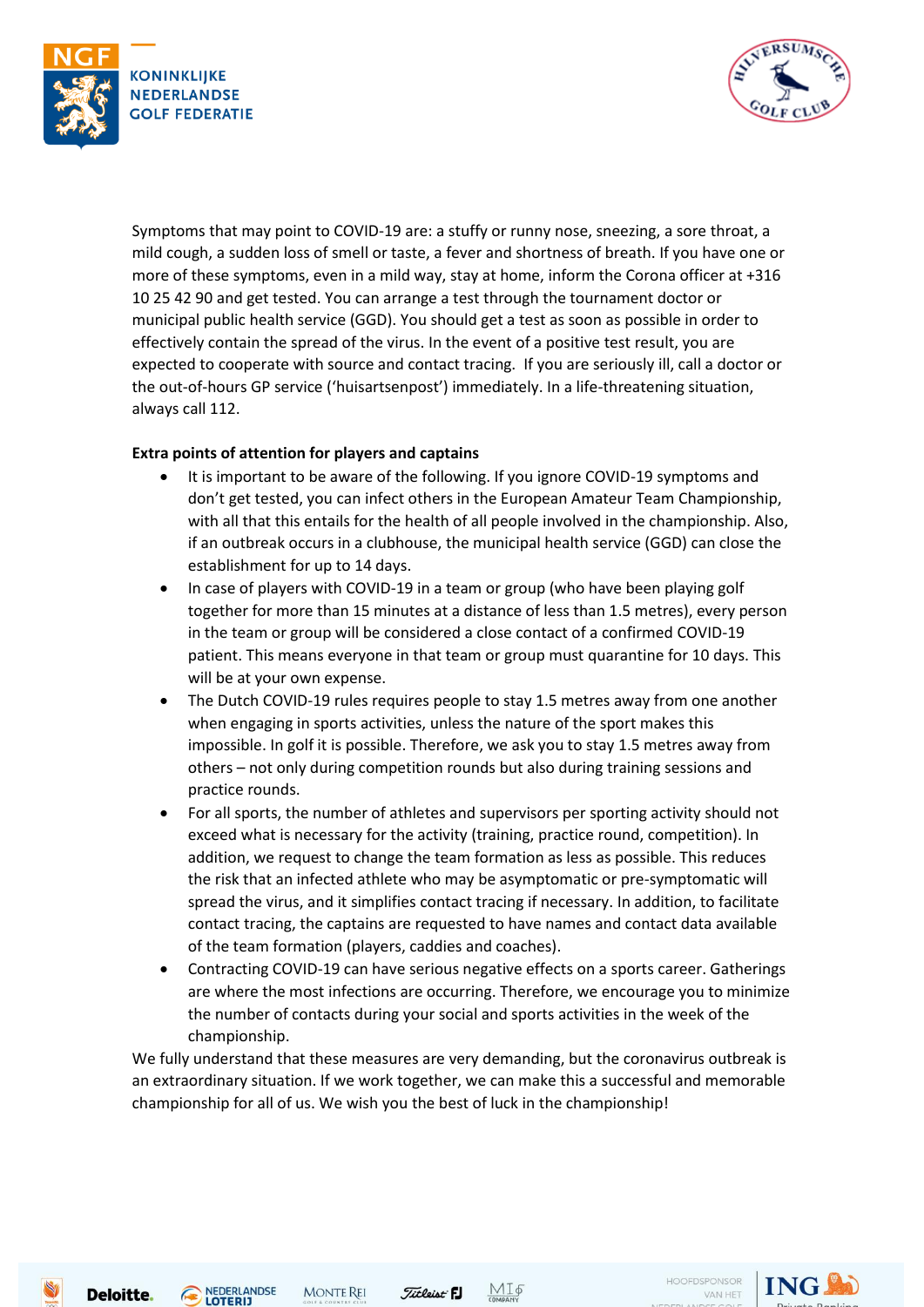Symptoms that may point to COVID-19 are: a stuffy or runny nose, sneezing, a sore throat, a mild cough, a sudden loss of smell or taste, a fever and shortness of breath. If you have one or more of these symptoms, even in a mild way, stay at home, inform the Corona officer at +316 10 25 42 90 and get tested. You can arrange a test through the tournament doctor or municipal public health service (GGD). You should get a test as soon as possible in order to effectively contain the spread of the virus. In the event of a positive test result, you are expected to cooperate with source and contact tracing. If you are seriously ill, call a doctor or the out-of-hours GP service ('huisartsenpost') immediately. In a life-threatening situation, always call 112.

**Extra points of attention for players and captains**

- It is important to be aware of the following. If you ignore COVID-19 symptoms and don't get tested, you can infect others in the European Amateur Team Championship, with all that this entails for the health of all people involved in the championship. Also, if an outbreak occurs in a clubhouse, the municipal health service (GGD) can close the establishment for up to 14 days.
- In case of players with COVID-19 in a team or group (who have been playing golf together for more than 15 minutes at a distance of less than 1.5 metres), every person in the team or group will be considered a close contact of a confirmed COVID-19 patient. This means everyone in that team or group must quarantine for 10 days. This will be at your own expense.
- The Dutch COVID-19 rules requires people to stay 1.5 metres away from one another when engaging in sports activities, unless the nature of the sport makes this impossible. In golf it is possible. Therefore, we ask you to stay 1.5 metres away from others – not only during competition rounds but also during training sessions and practice rounds.
- For all sports, the number of athletes and supervisors per sporting activity should not exceed what is necessary for the activity (training, practice round, competition). In addition, we request to change the team formation as less as possible. This reduces the risk that an infected athlete who may be asymptomatic or pre-symptomatic will spread the virus, and it simplifies contact tracing if necessary. In addition, to facilitate contact tracing, the captains are requested to have names and contact data available of the team formation (players, caddies and coaches).
- Contracting COVID-19 can have serious negative effects on a sports career. Gatherings are where the most infections are occurring. Therefore, we encourage you to minimize the number of contacts during your social and sports activities in the week of the championship.

We fully understand that these measures are very demanding, but the coronavirus outbreak is an extraordinary situation. If we work together, we can make this a successful and memorable championship for all of us. We wish you the best of luck in the championship!